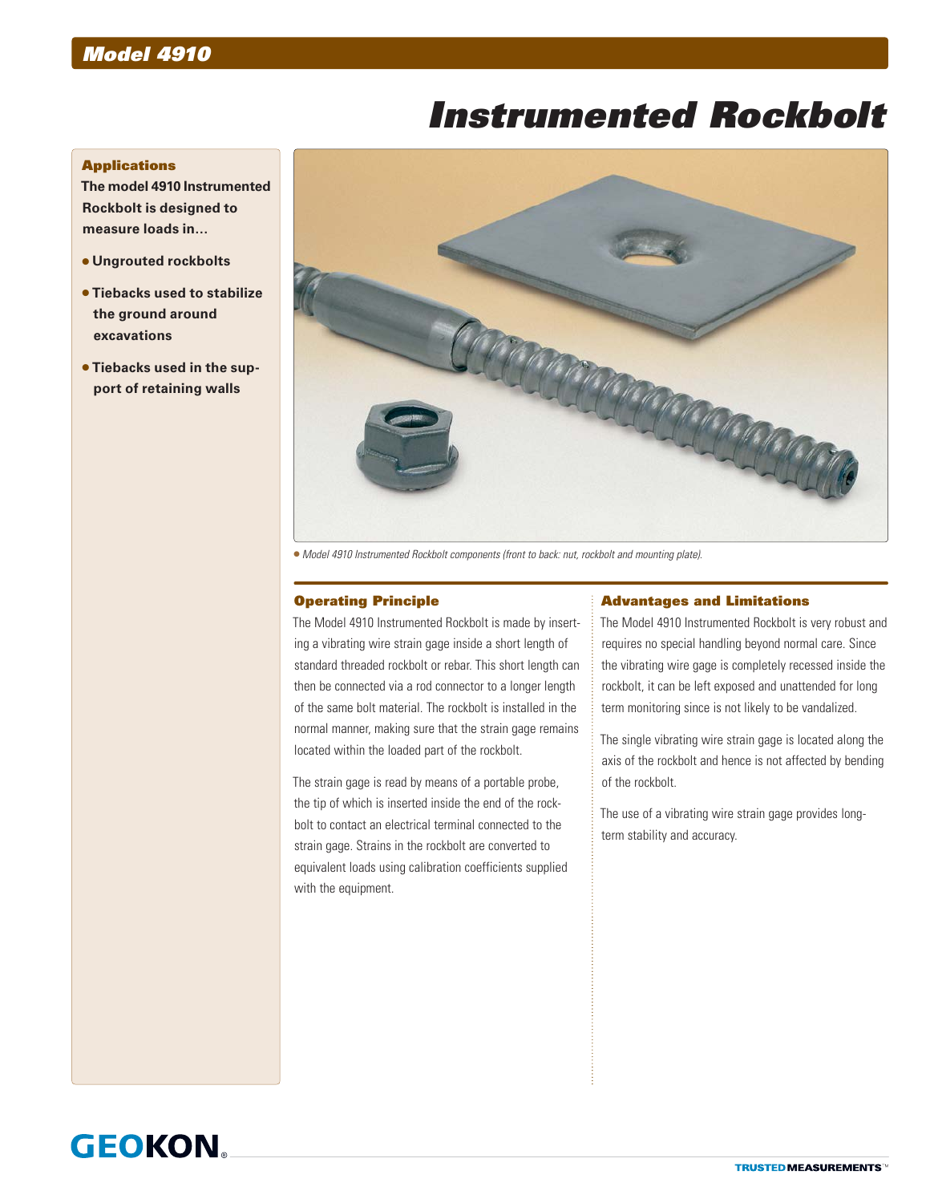# Model 4910

# Instrumented Rockbolt

### Applications

**The model 4910 Instrumented Rockbolt is designed to measure loads in...**

- **Ungrouted rockbolts**
- **Tiebacks used to stabilize the ground around excavations**
- **Tiebacks used in the support of retaining walls**

*Model 4910 Instrumented Rockbolt components (front to back: nut, rockbolt and mounting plate).*

### Operating Principle

The Model 4910 Instrumented Rockbolt is made by inserting a vibrating wire strain gage inside a short length of standard threaded rockbolt or rebar. This short length can then be connected via a rod connector to a longer length of the same bolt material. The rockbolt is installed in the normal manner, making sure that the strain gage remains located within the loaded part of the rockbolt.

The strain gage is read by means of a portable probe, the tip of which is inserted inside the end of the rockbolt to contact an electrical terminal connected to the strain gage. Strains in the rockbolt are converted to equivalent loads using calibration coefficients supplied with the equipment.

### Advantages and Limitations

The Model 4910 Instrumented Rockbolt is very robust and requires no special handling beyond normal care. Since the vibrating wire gage is completely recessed inside the rockbolt, it can be left exposed and unattended for long term monitoring since is not likely to be vandalized.

The single vibrating wire strain gage is located along the axis of the rockbolt and hence is not affected by bending of the rockbolt.

The use of a vibrating wire strain gage provides long-term stability and accuracy.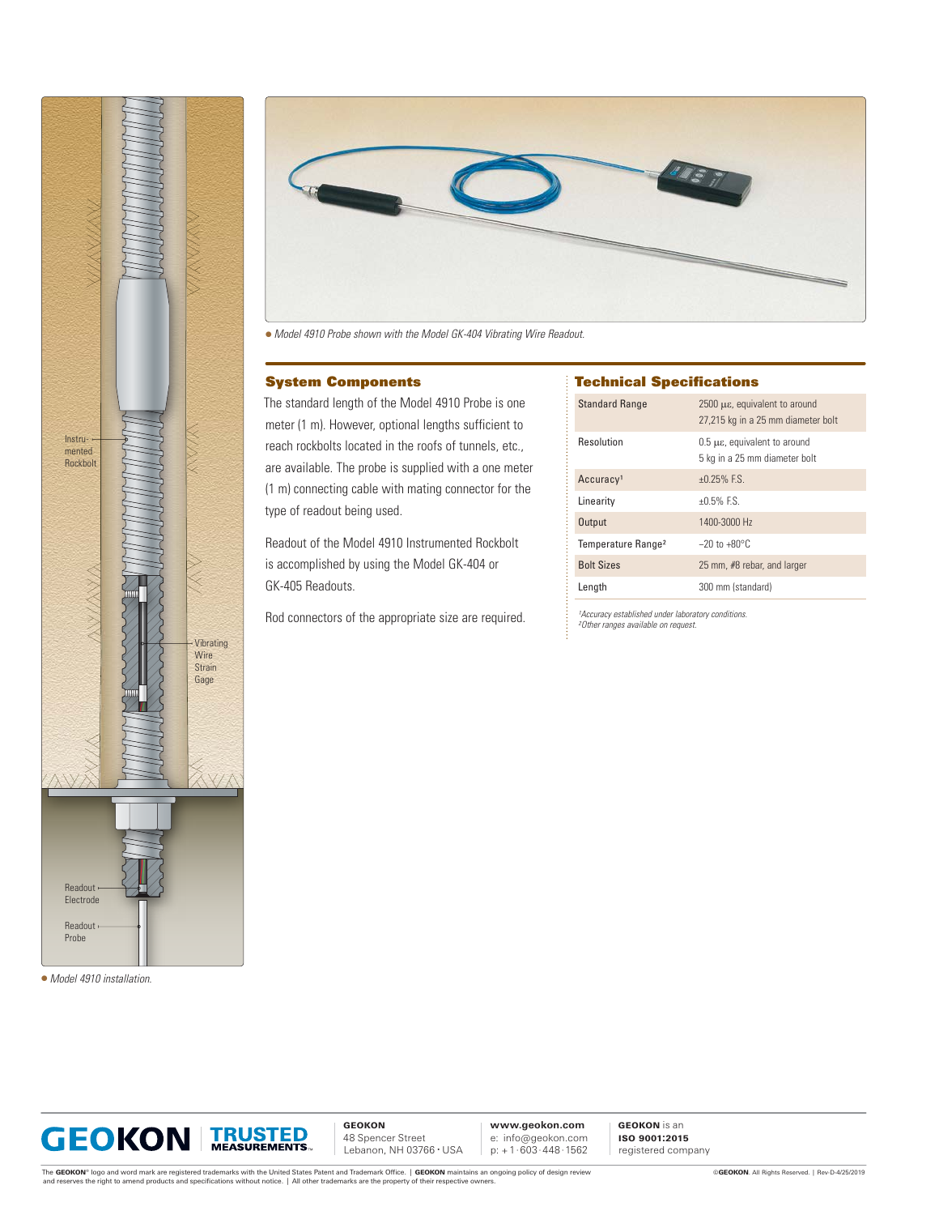Instru-mented Rockbolt

Vibrating Wire Strain Gage

Readout Electrode

Readout Probe

● *Model 4910 installation.*

● *Model 4910 Probe shown with the Model GK-404 Vibrating Wire Readout.*

## System Components

The standard length of the Model 4910 Probe is one meter (1 m). However, optional lengths sufficient to reach rockbolts located in the roofs of tunnels, etc., are available. The probe is supplied with a one meter (1 m) connecting cable with mating connector for the type of readout being used.

Readout of the Model 4910 Instrumented Rockbolt is accomplished by using the Model GK-404 or GK-405 Readouts.

Rod connectors of the appropriate size are required.

## Technical Specifications

| | |
|---|---|
| Standard Range | 2500 $\mu\varepsilon$, equivalent to around 27,215 kg in a 25 mm diameter bolt |
| Resolution | 0.5 $\mu\varepsilon$, equivalent to around 5 kg in a 25 mm diameter bolt |
| Accuracy[1] | ±0.25% F.S. |
| Linearity | ±0.5% F.S. |
| Output | 1400-3000 Hz |
| Temperature Range[2] | −20 to +80°C |
| Bolt Sizes | 25 mm, #8 rebar, and larger |
| Length | 300 mm (standard) |

[1]*Accuracy established under laboratory conditions.*
[2]*Other ranges available on request.*

**GEOKON** TRUSTED MEASUREMENTS™

**GEOKON**
48 Spencer Street
Lebanon, NH 03766 • USA

**www.geokon.com**
e: info@geokon.com
p: +1 • 603 • 448 • 1562

**GEOKON** is an **ISO 9001:2015** registered company

The **GEOKON**® logo and word mark are registered trademarks with the United States Patent and Trademark Office. | **GEOKON** maintains an ongoing policy of design review and reserves the right to amend products and specifications without notice. | All other trademarks are the property of their respective owners.

©**GEOKON**. All Rights Reserved. | Rev-D-4/25/2019